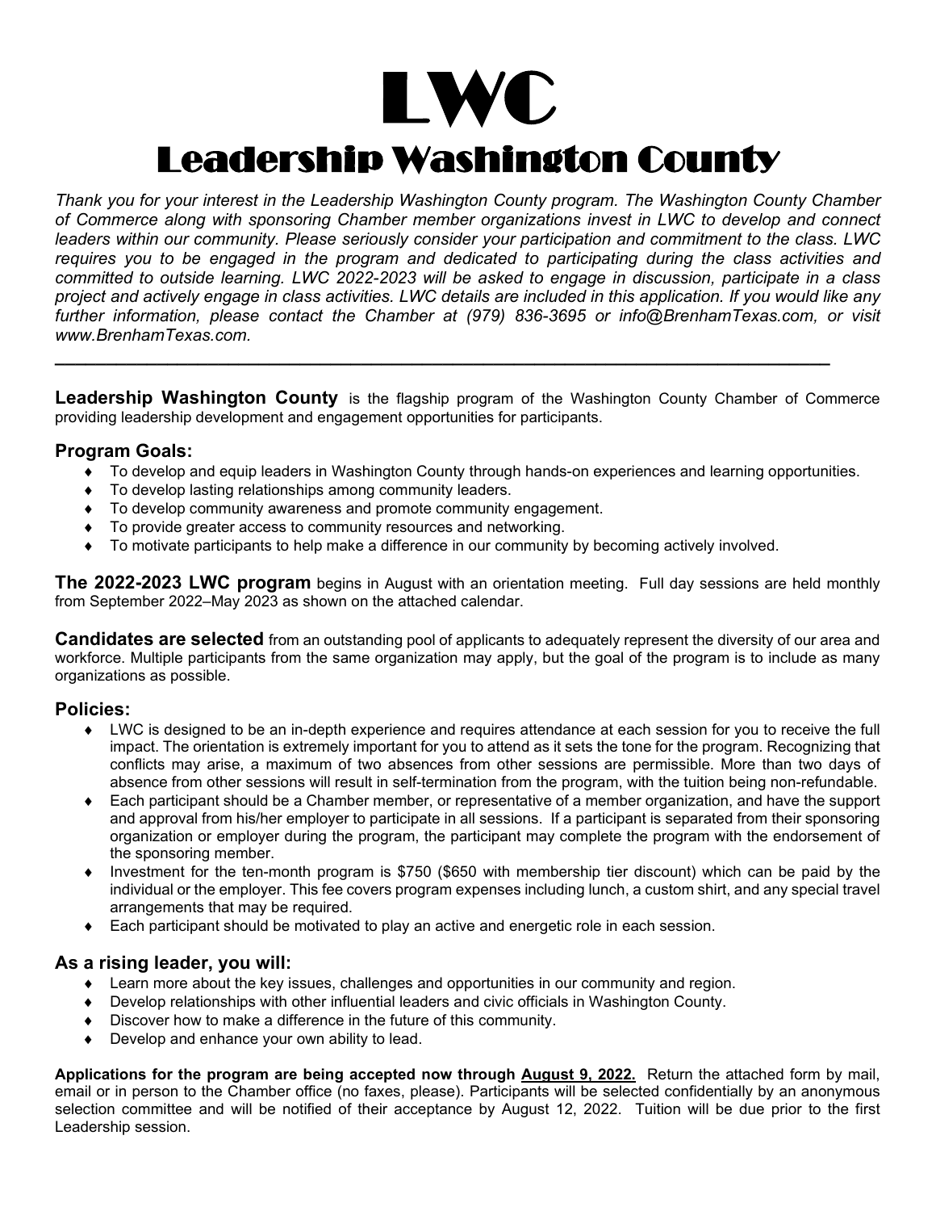# LWC

## Leadership Washington County

*Thank you for your interest in the Leadership Washington County program. The Washington County Chamber of Commerce along with sponsoring Chamber member organizations invest in LWC to develop and connect leaders within our community. Please seriously consider your participation and commitment to the class. LWC requires you to be engaged in the program and dedicated to participating during the class activities and committed to outside learning. LWC 2022-2023 will be asked to engage in discussion, participate in a class project and actively engage in class activities. LWC details are included in this application. If you would like any further information, please contact the Chamber at (979) 836-3695 or info@BrenhamTexas.com, or visit www.BrenhamTexas.com.*

---

**Leadership Washington County** is the flagship program of the Washington County Chamber of Commerce providing leadership development and engagement opportunities for participants.

### Program Goals:

- To develop and equip leaders in Washington County through hands-on experiences and learning opportunities.
- To develop lasting relationships among community leaders.
- To develop community awareness and promote community engagement.
- To provide greater access to community resources and networking.
- To motivate participants to help make a difference in our community by becoming actively involved.

**The 2022-2023 LWC program** begins in August with an orientation meeting. Full day sessions are held monthly from September 2022–May 2023 as shown on the attached calendar.

**Candidates are selected** from an outstanding pool of applicants to adequately represent the diversity of our area and workforce. Multiple participants from the same organization may apply, but the goal of the program is to include as many organizations as possible.

### Policies:

- LWC is designed to be an in-depth experience and requires attendance at each session for you to receive the full impact. The orientation is extremely important for you to attend as it sets the tone for the program. Recognizing that conflicts may arise, a maximum of two absences from other sessions are permissible. More than two days of absence from other sessions will result in self-termination from the program, with the tuition being non-refundable.
- Each participant should be a Chamber member, or representative of a member organization, and have the support and approval from his/her employer to participate in all sessions. If a participant is separated from their sponsoring organization or employer during the program, the participant may complete the program with the endorsement of the sponsoring member.
- Investment for the ten-month program is $750 ($650 with membership tier discount) which can be paid by the individual or the employer. This fee covers program expenses including lunch, a custom shirt, and any special travel arrangements that may be required.
- Each participant should be motivated to play an active and energetic role in each session.

### As a rising leader, you will:

- Learn more about the key issues, challenges and opportunities in our community and region.
- Develop relationships with other influential leaders and civic officials in Washington County.
- Discover how to make a difference in the future of this community.
- Develop and enhance your own ability to lead.

**Applications for the program are being accepted now through <u>August 9, 2022.</u>** Return the attached form by mail, email or in person to the Chamber office (no faxes, please). Participants will be selected confidentially by an anonymous selection committee and will be notified of their acceptance by August 12, 2022. Tuition will be due prior to the first Leadership session.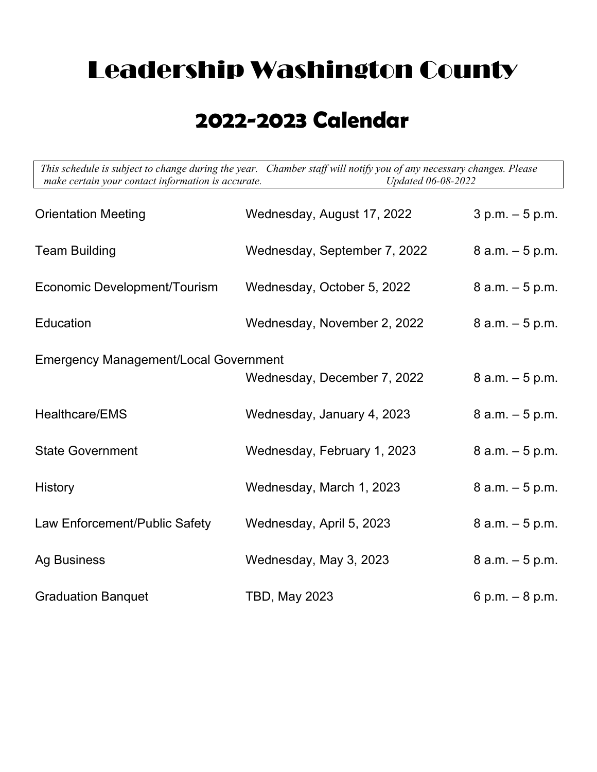# Leadership Washington County

## 2022-2023 Calendar

*This schedule is subject to change during the year. Chamber staff will notify you of any necessary changes. Please make certain your contact information is accurate. Updated 06-08-2022*

| Event | Date | Time |
|---|---|---|
| Orientation Meeting | Wednesday, August 17, 2022 | 3 p.m. – 5 p.m. |
| Team Building | Wednesday, September 7, 2022 | 8 a.m. – 5 p.m. |
| Economic Development/Tourism | Wednesday, October 5, 2022 | 8 a.m. – 5 p.m. |
| Education | Wednesday, November 2, 2022 | 8 a.m. – 5 p.m. |
| Emergency Management/Local Government | Wednesday, December 7, 2022 | 8 a.m. – 5 p.m. |
| Healthcare/EMS | Wednesday, January 4, 2023 | 8 a.m. – 5 p.m. |
| State Government | Wednesday, February 1, 2023 | 8 a.m. – 5 p.m. |
| History | Wednesday, March 1, 2023 | 8 a.m. – 5 p.m. |
| Law Enforcement/Public Safety | Wednesday, April 5, 2023 | 8 a.m. – 5 p.m. |
| Ag Business | Wednesday, May 3, 2023 | 8 a.m. – 5 p.m. |
| Graduation Banquet | TBD, May 2023 | 6 p.m. – 8 p.m. |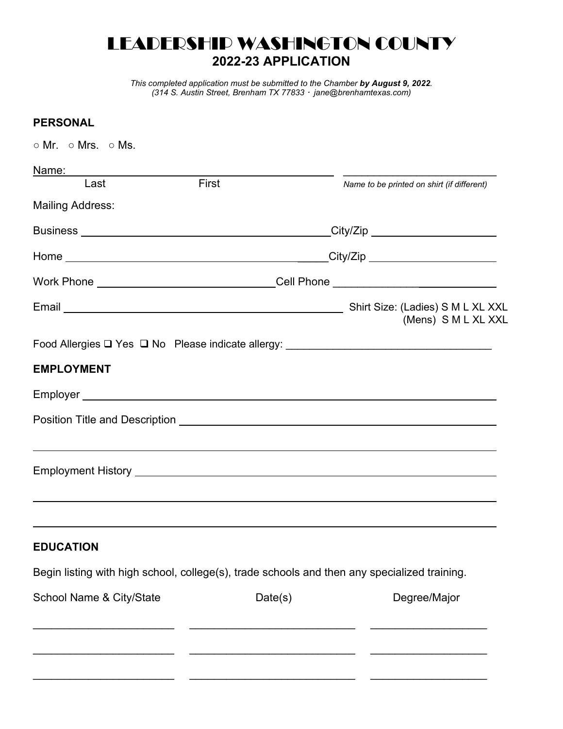# LEADERSHIP WASHINGTON COUNTY

## 2022-23 APPLICATION

*This completed application must be submitted to the Chamber **by August 9, 2022**.*
*(314 S. Austin Street, Brenham TX 77833 · jane@brenhamtexas.com)*

**PERSONAL**

○ Mr. ○ Mrs. ○ Ms.

Name: ______________________________________ ____________________________
Last First *Name to be printed on shirt (if different)*

Mailing Address:

Business ______________________________________ City/Zip ____________________

Home ______________________________________ City/Zip ____________________

Work Phone ____________________________ Cell Phone ____________________________

Email ______________________________________ Shirt Size: (Ladies) S M L XL XXL
(Mens) S M L XL XXL

Food Allergies ❑ Yes ❑ No Please indicate allergy: ________________________________

**EMPLOYMENT**

Employer ____________________________________________________________

Position Title and Description ____________________________________________

____________________________________________________________________

Employment History __________________________________________________

____________________________________________________________________

____________________________________________________________________

**EDUCATION**

Begin listing with high school, college(s), trade schools and then any specialized training.

| School Name & City/State | Date(s) | Degree/Major |
| --- | --- | --- |
| ______________________ | ______________________ | ______________________ |
| ______________________ | ______________________ | ______________________ |
| ______________________ | ______________________ | ______________________ |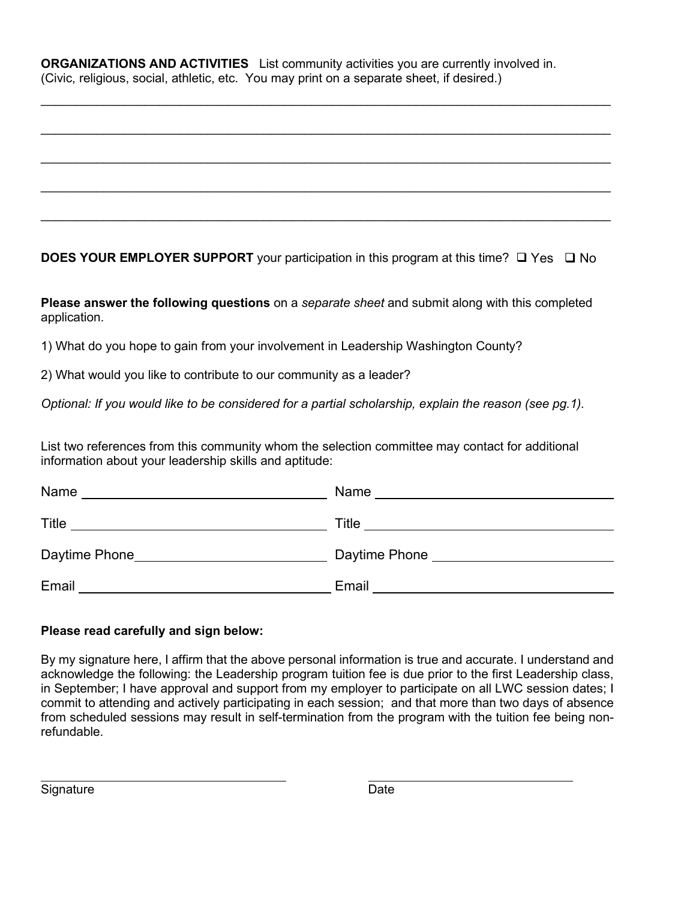**ORGANIZATIONS AND ACTIVITIES** List community activities you are currently involved in. (Civic, religious, social, athletic, etc. You may print on a separate sheet, if desired.)

______________________________________________________________________________

______________________________________________________________________________

______________________________________________________________________________

______________________________________________________________________________

______________________________________________________________________________

**DOES YOUR EMPLOYER SUPPORT** your participation in this program at this time? ☐ Yes ☐ No

**Please answer the following questions** on a *separate sheet* and submit along with this completed application.

1) What do you hope to gain from your involvement in Leadership Washington County?

2) What would you like to contribute to our community as a leader?

*Optional: If you would like to be considered for a partial scholarship, explain the reason (see pg.1).*

List two references from this community whom the selection committee may contact for additional information about your leadership skills and aptitude:

| | |
|---|---|
| Name ______________________________ | Name ______________________________ |
| Title ______________________________ | Title ______________________________ |
| Daytime Phone ______________________ | Daytime Phone ______________________ |
| Email ______________________________ | Email ______________________________ |

**Please read carefully and sign below:**

By my signature here, I affirm that the above personal information is true and accurate. I understand and acknowledge the following: the Leadership program tuition fee is due prior to the first Leadership class, in September; I have approval and support from my employer to participate on all LWC session dates; I commit to attending and actively participating in each session; and that more than two days of absence from scheduled sessions may result in self-termination from the program with the tuition fee being non-refundable.

______________________________ ______________________________

Signature Date